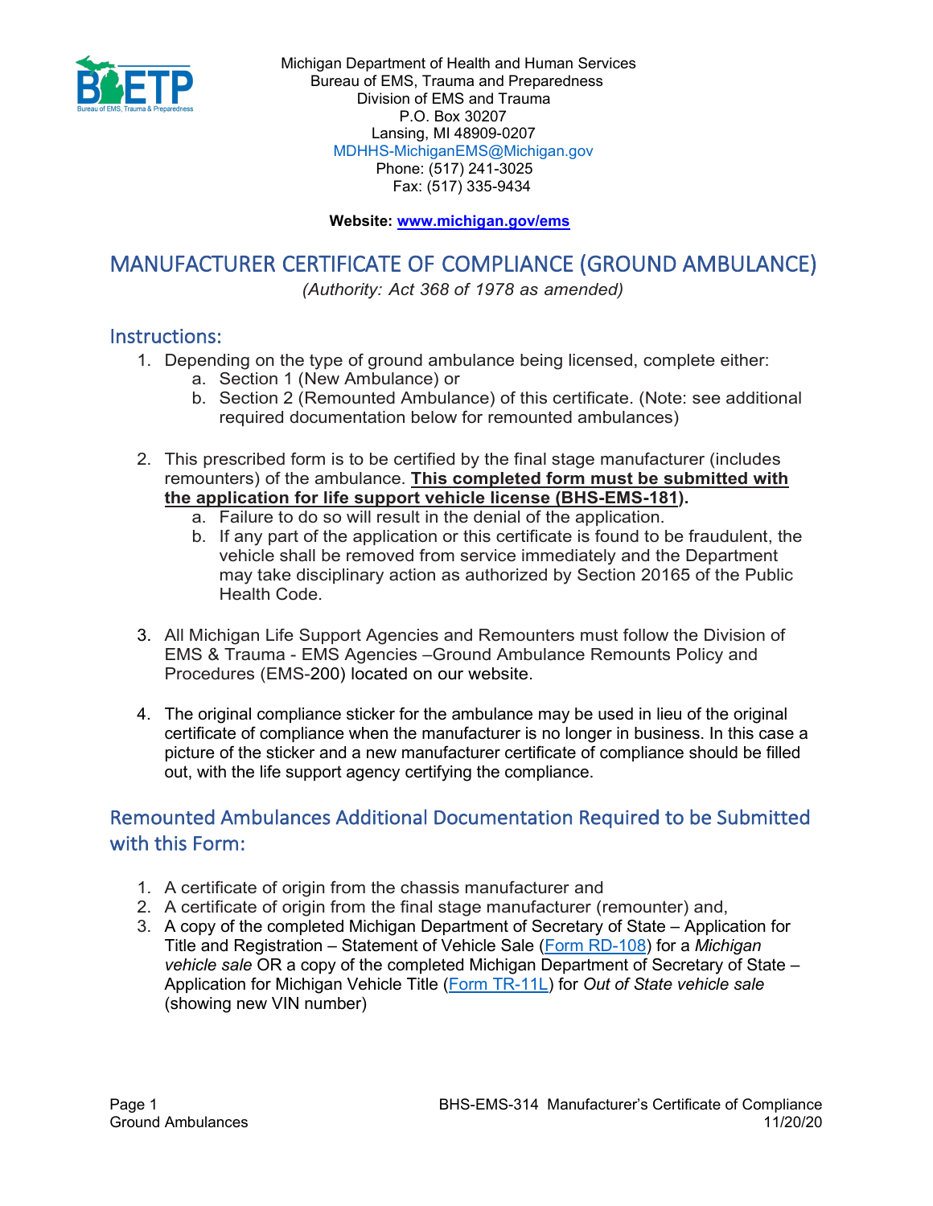Michigan Department of Health and Human Services
Bureau of EMS, Trauma and Preparedness
Division of EMS and Trauma
P.O. Box 30207
Lansing, MI 48909-0207
MDHHS-MichiganEMS@Michigan.gov
Phone: (517) 241-3025
Fax: (517) 335-9434

**Website: www.michigan.gov/ems**

# MANUFACTURER CERTIFICATE OF COMPLIANCE (GROUND AMBULANCE)

*(Authority: Act 368 of 1978 as amended)*

## Instructions:

1. Depending on the type of ground ambulance being licensed, complete either:
   a. Section 1 (New Ambulance) or
   b. Section 2 (Remounted Ambulance) of this certificate. (Note: see additional required documentation below for remounted ambulances)

2. This prescribed form is to be certified by the final stage manufacturer (includes remounters) of the ambulance. **This completed form must be submitted with the application for life support vehicle license (BHS-EMS-181).**
   a. Failure to do so will result in the denial of the application.
   b. If any part of the application or this certificate is found to be fraudulent, the vehicle shall be removed from service immediately and the Department may take disciplinary action as authorized by Section 20165 of the Public Health Code.

3. All Michigan Life Support Agencies and Remounters must follow the Division of EMS & Trauma - EMS Agencies –Ground Ambulance Remounts Policy and Procedures (EMS-200) located on our website.

4. The original compliance sticker for the ambulance may be used in lieu of the original certificate of compliance when the manufacturer is no longer in business. In this case a picture of the sticker and a new manufacturer certificate of compliance should be filled out, with the life support agency certifying the compliance.

## Remounted Ambulances Additional Documentation Required to be Submitted with this Form:

1. A certificate of origin from the chassis manufacturer and
2. A certificate of origin from the final stage manufacturer (remounter) and,
3. A copy of the completed Michigan Department of Secretary of State – Application for Title and Registration – Statement of Vehicle Sale (Form RD-108) for a *Michigan vehicle sale* OR a copy of the completed Michigan Department of Secretary of State – Application for Michigan Vehicle Title (Form TR-11L) for *Out of State vehicle sale* (showing new VIN number)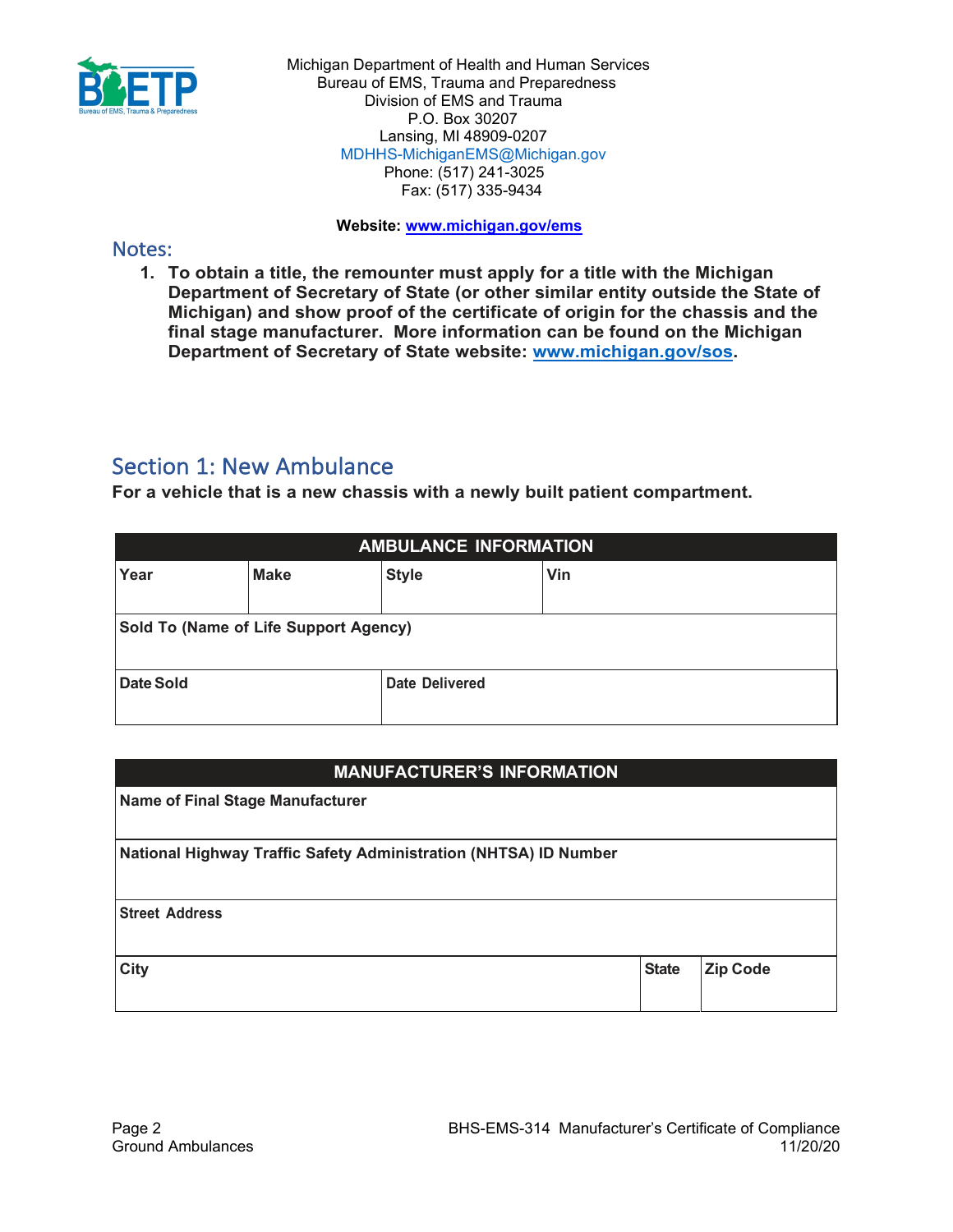Michigan Department of Health and Human Services
Bureau of EMS, Trauma and Preparedness
Division of EMS and Trauma
P.O. Box 30207
Lansing, MI 48909-0207
MDHHS-MichiganEMS@Michigan.gov
Phone: (517) 241-3025
Fax: (517) 335-9434

**Website: www.michigan.gov/ems**

## Notes:

1. **To obtain a title, the remounter must apply for a title with the Michigan Department of Secretary of State (or other similar entity outside the State of Michigan) and show proof of the certificate of origin for the chassis and the final stage manufacturer. More information can be found on the Michigan Department of Secretary of State website: www.michigan.gov/sos.**

## Section 1: New Ambulance

**For a vehicle that is a new chassis with a newly built patient compartment.**

| AMBULANCE INFORMATION | | | |
|---|---|---|---|
| **Year** | **Make** | **Style** | **Vin** |
| **Sold To (Name of Life Support Agency)** | | | |
| **Date Sold** | | **Date Delivered** | |

| MANUFACTURER'S INFORMATION | | |
|---|---|---|
| **Name of Final Stage Manufacturer** | | |
| **National Highway Traffic Safety Administration (NHTSA) ID Number** | | |
| **Street Address** | | |
| **City** | **State** | **Zip Code** |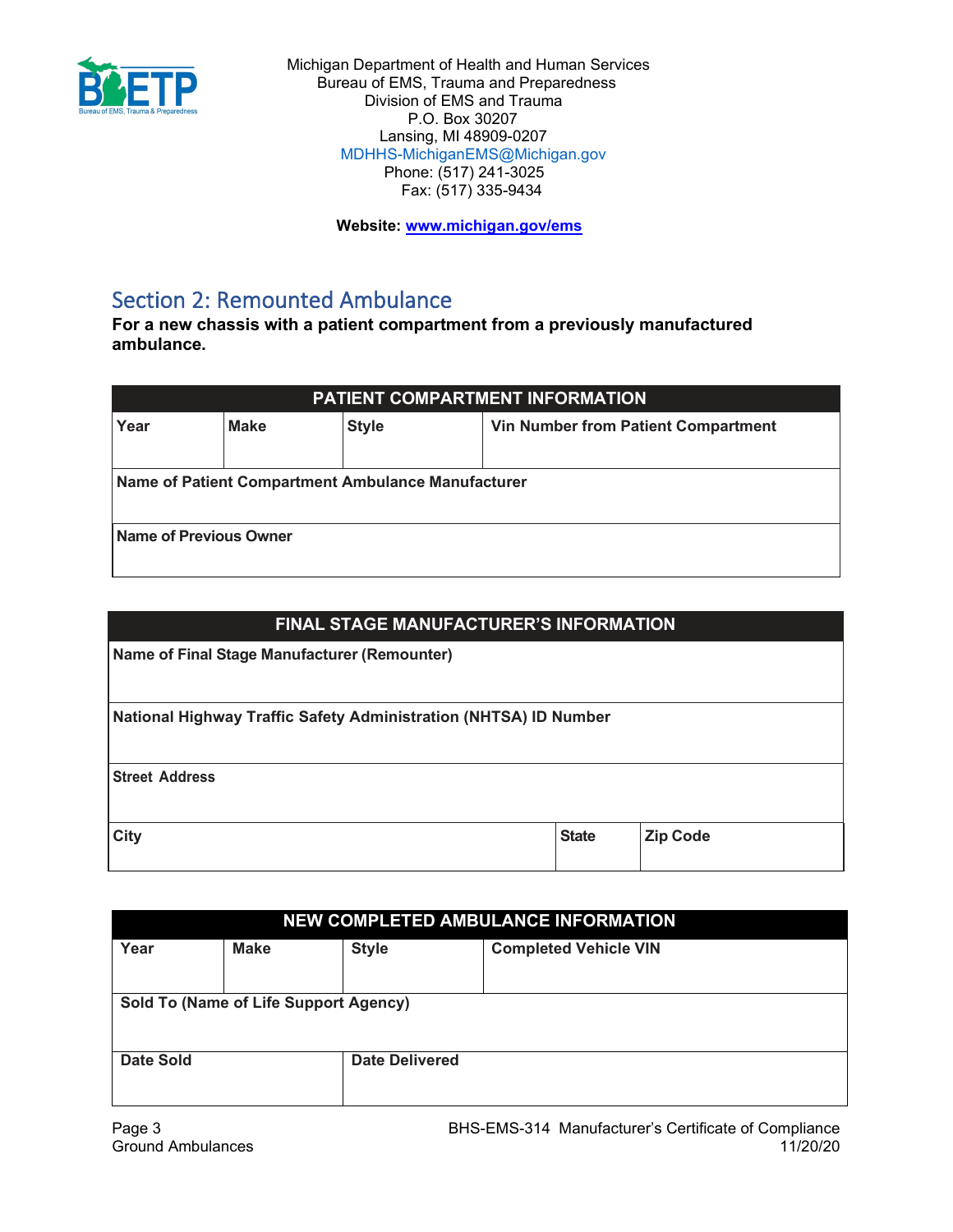Michigan Department of Health and Human Services
Bureau of EMS, Trauma and Preparedness
Division of EMS and Trauma
P.O. Box 30207
Lansing, MI 48909-0207
MDHHS-MichiganEMS@Michigan.gov
Phone: (517) 241-3025
Fax: (517) 335-9434

**Website: www.michigan.gov/ems**

## Section 2: Remounted Ambulance

**For a new chassis with a patient compartment from a previously manufactured ambulance.**

| PATIENT COMPARTMENT INFORMATION | | | |
|---|---|---|---|
| **Year** | **Make** | **Style** | **Vin Number from Patient Compartment** |
| **Name of Patient Compartment Ambulance Manufacturer** | | | |
| **Name of Previous Owner** | | | |

| FINAL STAGE MANUFACTURER'S INFORMATION | | |
|---|---|---|
| **Name of Final Stage Manufacturer (Remounter)** | | |
| **National Highway Traffic Safety Administration (NHTSA) ID Number** | | |
| **Street Address** | | |
| **City** | **State** | **Zip Code** |

| NEW COMPLETED AMBULANCE INFORMATION | | | |
|---|---|---|---|
| **Year** | **Make** | **Style** | **Completed Vehicle VIN** |
| **Sold To (Name of Life Support Agency)** | | | |
| **Date Sold** | | **Date Delivered** | |

Ground Ambulances

BHS-EMS-314 Manufacturer's Certificate of Compliance
11/20/20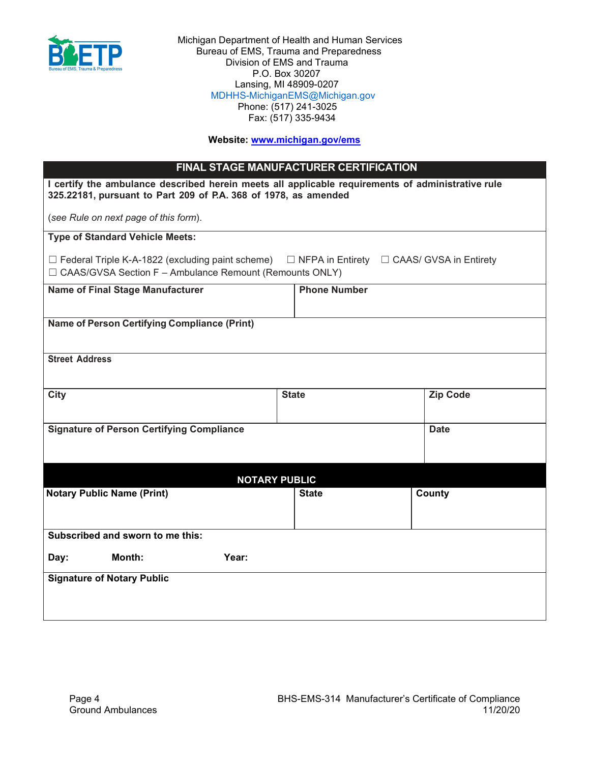Michigan Department of Health and Human Services
Bureau of EMS, Trauma and Preparedness
Division of EMS and Trauma
P.O. Box 30207
Lansing, MI 48909-0207
MDHHS-MichiganEMS@Michigan.gov
Phone: (517) 241-3025
Fax: (517) 335-9434

**Website: www.michigan.gov/ems**

## FINAL STAGE MANUFACTURER CERTIFICATION

**I certify the ambulance described herein meets all applicable requirements of administrative rule 325.22181, pursuant to Part 209 of P.A. 368 of 1978, as amended**

(*see Rule on next page of this form*).

**Type of Standard Vehicle Meets:**

☐ Federal Triple K-A-1822 (excluding paint scheme) ☐ NFPA in Entirety ☐ CAAS/ GVSA in Entirety
☐ CAAS/GVSA Section F – Ambulance Remount (Remounts ONLY)

| **Name of Final Stage Manufacturer** | **Phone Number** |
|---|---|
| | |

**Name of Person Certifying Compliance (Print)**

**Street Address**

| **City** | **State** | **Zip Code** |
|---|---|---|
| | | |

| **Signature of Person Certifying Compliance** | **Date** |
|---|---|
| | |

## NOTARY PUBLIC

| **Notary Public Name (Print)** | **State** | **County** |
|---|---|---|
| | | |

**Subscribed and sworn to me this:**

**Day:** **Month:** **Year:**

**Signature of Notary Public**

BHS-EMS-314 Manufacturer's Certificate of Compliance
11/20/20
Ground Ambulances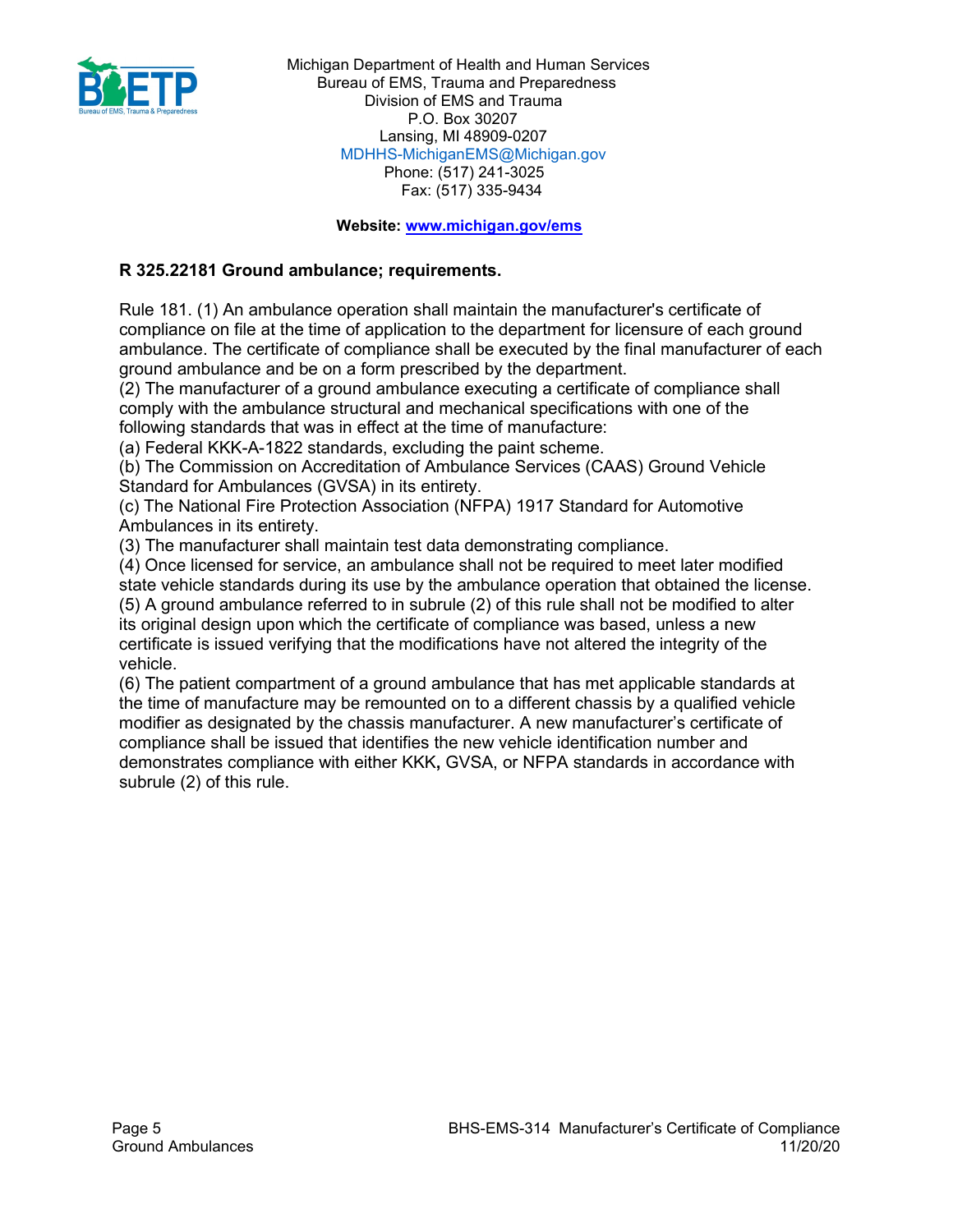Michigan Department of Health and Human Services
Bureau of EMS, Trauma and Preparedness
Division of EMS and Trauma
P.O. Box 30207
Lansing, MI 48909-0207
MDHHS-MichiganEMS@Michigan.gov
Phone: (517) 241-3025
Fax: (517) 335-9434

**Website: www.michigan.gov/ems**

## R 325.22181 Ground ambulance; requirements.

Rule 181. (1) An ambulance operation shall maintain the manufacturer's certificate of compliance on file at the time of application to the department for licensure of each ground ambulance. The certificate of compliance shall be executed by the final manufacturer of each ground ambulance and be on a form prescribed by the department.
(2) The manufacturer of a ground ambulance executing a certificate of compliance shall comply with the ambulance structural and mechanical specifications with one of the following standards that was in effect at the time of manufacture:
(a) Federal KKK-A-1822 standards, excluding the paint scheme.
(b) The Commission on Accreditation of Ambulance Services (CAAS) Ground Vehicle Standard for Ambulances (GVSA) in its entirety.
(c) The National Fire Protection Association (NFPA) 1917 Standard for Automotive Ambulances in its entirety.
(3) The manufacturer shall maintain test data demonstrating compliance.
(4) Once licensed for service, an ambulance shall not be required to meet later modified state vehicle standards during its use by the ambulance operation that obtained the license.
(5) A ground ambulance referred to in subrule (2) of this rule shall not be modified to alter its original design upon which the certificate of compliance was based, unless a new certificate is issued verifying that the modifications have not altered the integrity of the vehicle.
(6) The patient compartment of a ground ambulance that has met applicable standards at the time of manufacture may be remounted on to a different chassis by a qualified vehicle modifier as designated by the chassis manufacturer. A new manufacturer's certificate of compliance shall be issued that identifies the new vehicle identification number and demonstrates compliance with either KKK, GVSA, or NFPA standards in accordance with subrule (2) of this rule.